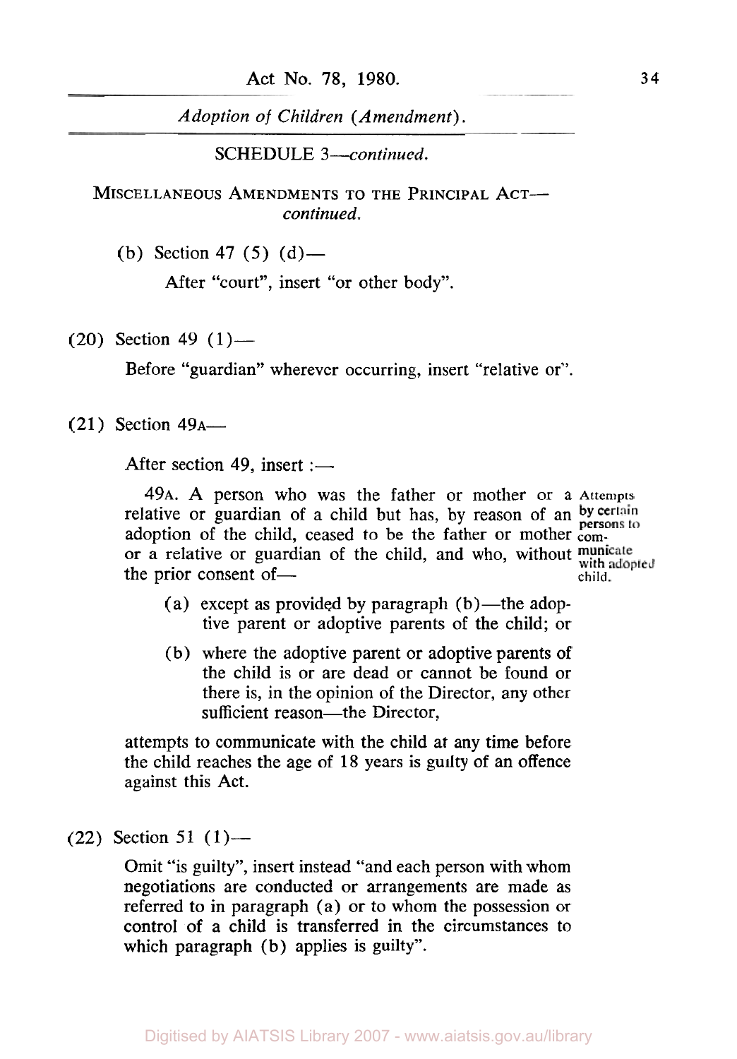SCHEDULE 3—*continued*.

MISCELLANEOUS AMENDMENTS TO THE PRINCIPAL ACT—*continued*.

(b) Section 47 (5) (d)—

After "court", insert "or other body".

(20) Section 49 (1)—

Before "guardian" wherever occurring, insert "relative or".

(21) Section 49A—

After section 49, insert :—

Attempts by certain persons to communicate with adopted child.

49A. A person who was the father or mother or a relative or guardian of a child but has, by reason of an adoption of the child, ceased to be the father or mother or a relative or guardian of the child, and who, without the prior consent of—

(a) except as provided by paragraph (b)—the adoptive parent or adoptive parents of the child; or

(b) where the adoptive parent or adoptive parents of the child is or are dead or cannot be found or there is, in the opinion of the Director, any other sufficient reason—the Director,

attempts to communicate with the child at any time before the child reaches the age of 18 years is guilty of an offence against this Act.

(22) Section 51 (1)—

Omit "is guilty", insert instead "and each person with whom negotiations are conducted or arrangements are made as referred to in paragraph (a) or to whom the possession or control of a child is transferred in the circumstances to which paragraph (b) applies is guilty".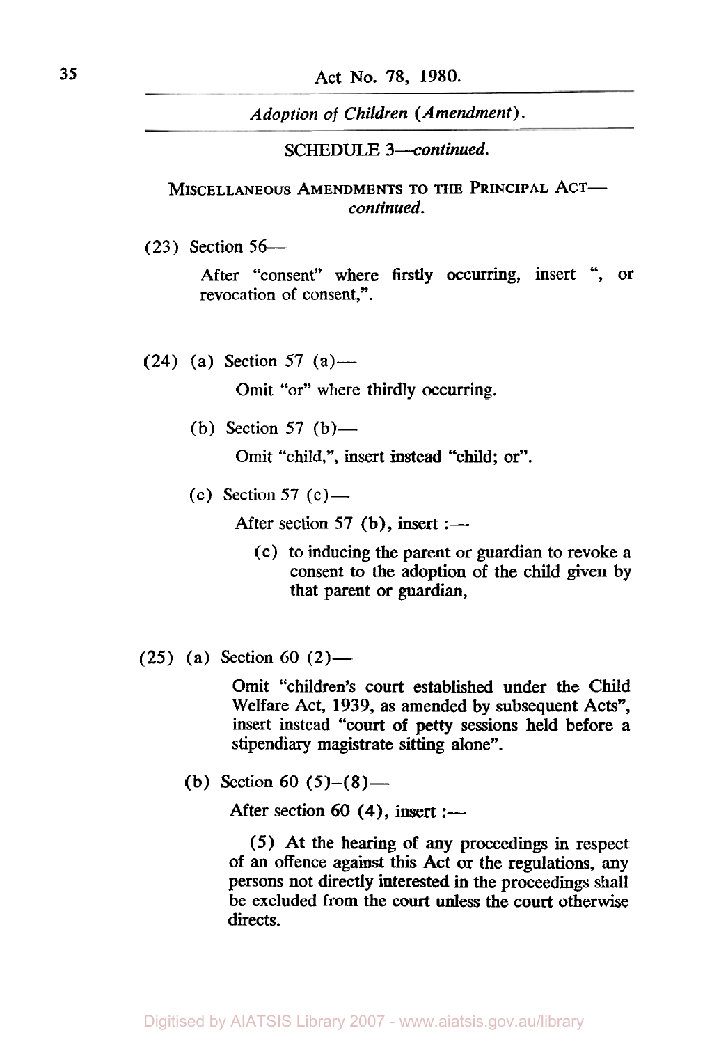SCHEDULE 3—*continued*.

MISCELLANEOUS AMENDMENTS TO THE PRINCIPAL ACT—*continued*.

(23) Section 56—

After "consent" where firstly occurring, insert ", or revocation of consent,".

(24) (a) Section 57 (a)—

Omit "or" where thirdly occurring.

(b) Section 57 (b)—

Omit "child,", insert instead "child; or".

(c) Section 57 (c)—

After section 57 (b), insert :—

(c) to inducing the parent or guardian to revoke a consent to the adoption of the child given by that parent or guardian,

(25) (a) Section 60 (2)—

Omit "children's court established under the Child Welfare Act, 1939, as amended by subsequent Acts", insert instead "court of petty sessions held before a stipendiary magistrate sitting alone".

(b) Section 60 (5)–(8)—

After section 60 (4), insert :—

(5) At the hearing of any proceedings in respect of an offence against this Act or the regulations, any persons not directly interested in the proceedings shall be excluded from the court unless the court otherwise directs.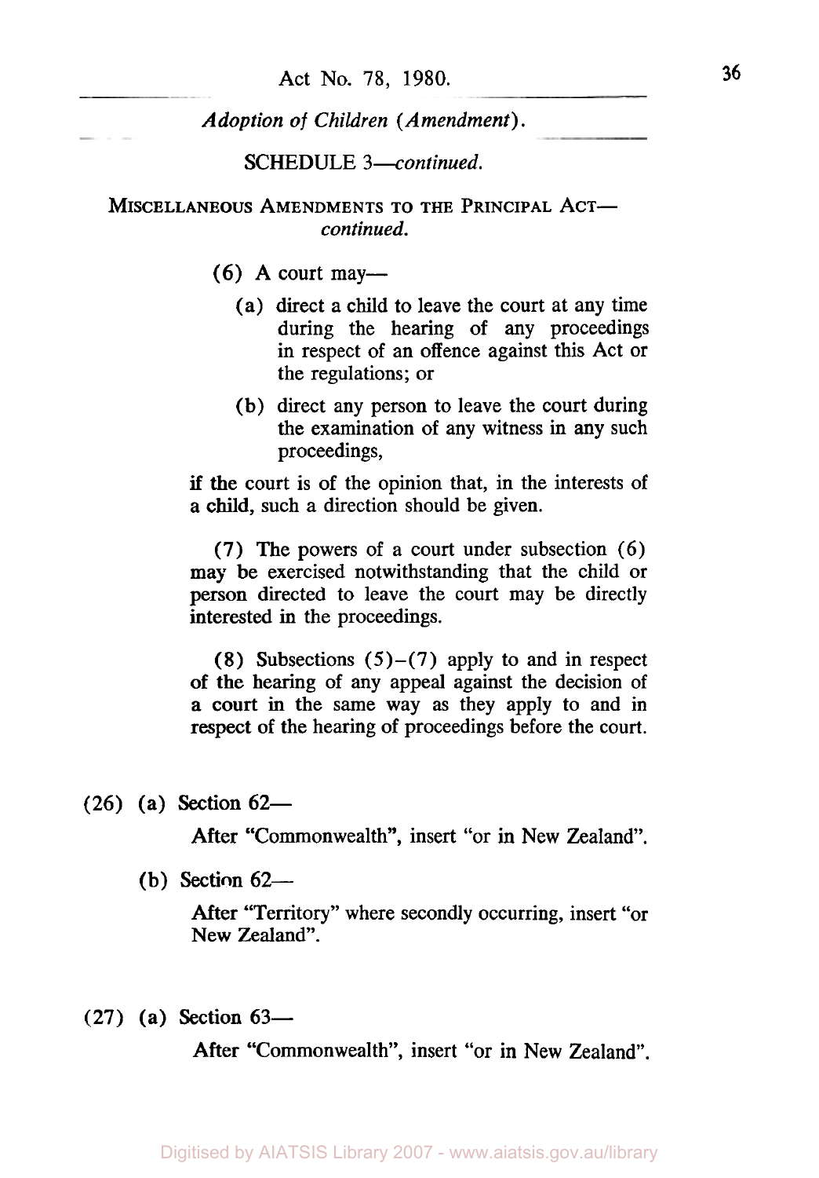SCHEDULE 3—*continued.*

MISCELLANEOUS AMENDMENTS TO THE PRINCIPAL ACT—*continued.*

(6) A court may—

(a) direct a child to leave the court at any time during the hearing of any proceedings in respect of an offence against this Act or the regulations; or

(b) direct any person to leave the court during the examination of any witness in any such proceedings,

if the court is of the opinion that, in the interests of a child, such a direction should be given.

(7) The powers of a court under subsection (6) may be exercised notwithstanding that the child or person directed to leave the court may be directly interested in the proceedings.

(8) Subsections (5)–(7) apply to and in respect of the hearing of any appeal against the decision of a court in the same way as they apply to and in respect of the hearing of proceedings before the court.

(26) (a) Section 62—

After "Commonwealth", insert "or in New Zealand".

(b) Section 62—

After "Territory" where secondly occurring, insert "or New Zealand".

(27) (a) Section 63—

After "Commonwealth", insert "or in New Zealand".

Digitised by AIATSIS Library 2007 - www.aiatsis.gov.au/library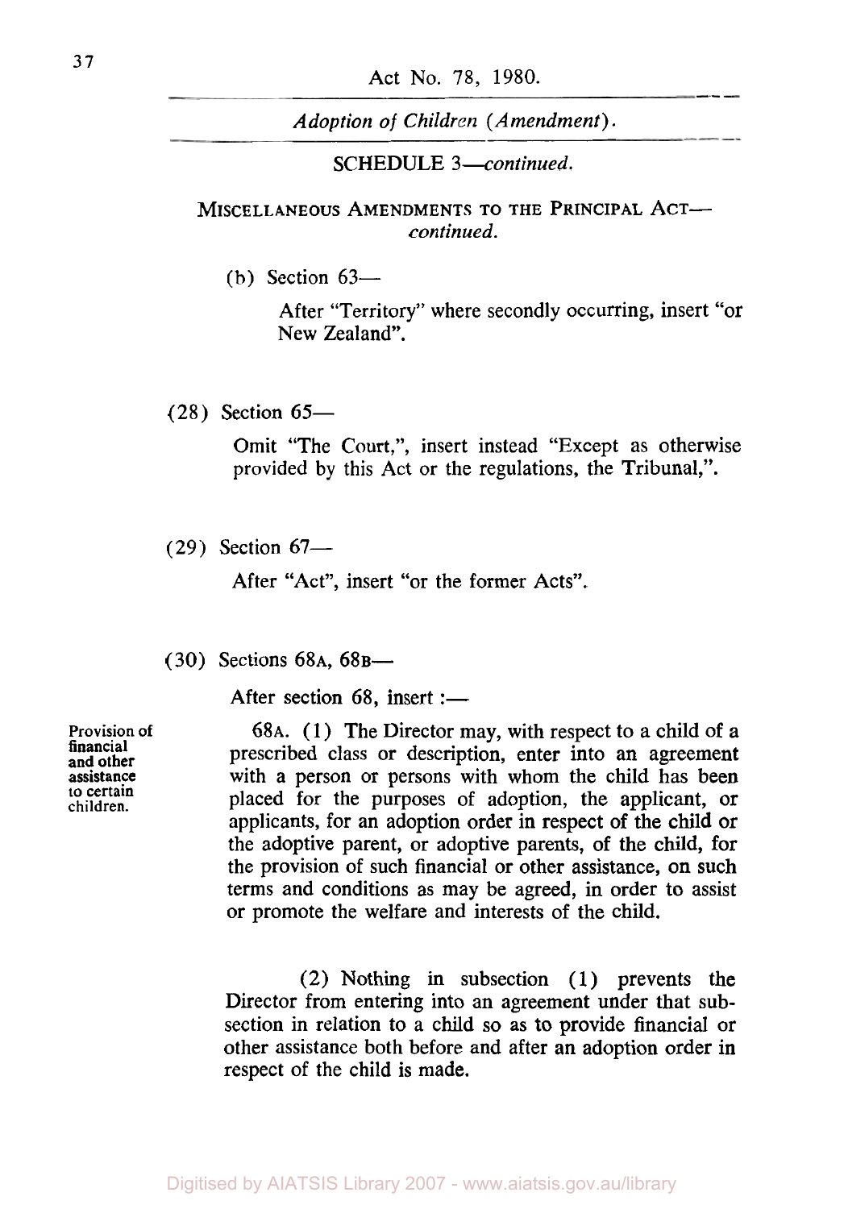SCHEDULE 3—*continued.*

MISCELLANEOUS AMENDMENTS TO THE PRINCIPAL ACT—*continued.*

(b) Section 63—

After "Territory" where secondly occurring, insert "or New Zealand".

(28) Section 65—

Omit "The Court,", insert instead "Except as otherwise provided by this Act or the regulations, the Tribunal,".

(29) Section 67—

After "Act", insert "or the former Acts".

(30) Sections 68A, 68B—

After section 68, insert :—

**Provision of financial and other assistance to certain children.**

68A. (1) The Director may, with respect to a child of a prescribed class or description, enter into an agreement with a person or persons with whom the child has been placed for the purposes of adoption, the applicant, or applicants, for an adoption order in respect of the child or the adoptive parent, or adoptive parents, of the child, for the provision of such financial or other assistance, on such terms and conditions as may be agreed, in order to assist or promote the welfare and interests of the child.

(2) Nothing in subsection (1) prevents the Director from entering into an agreement under that subsection in relation to a child so as to provide financial or other assistance both before and after an adoption order in respect of the child is made.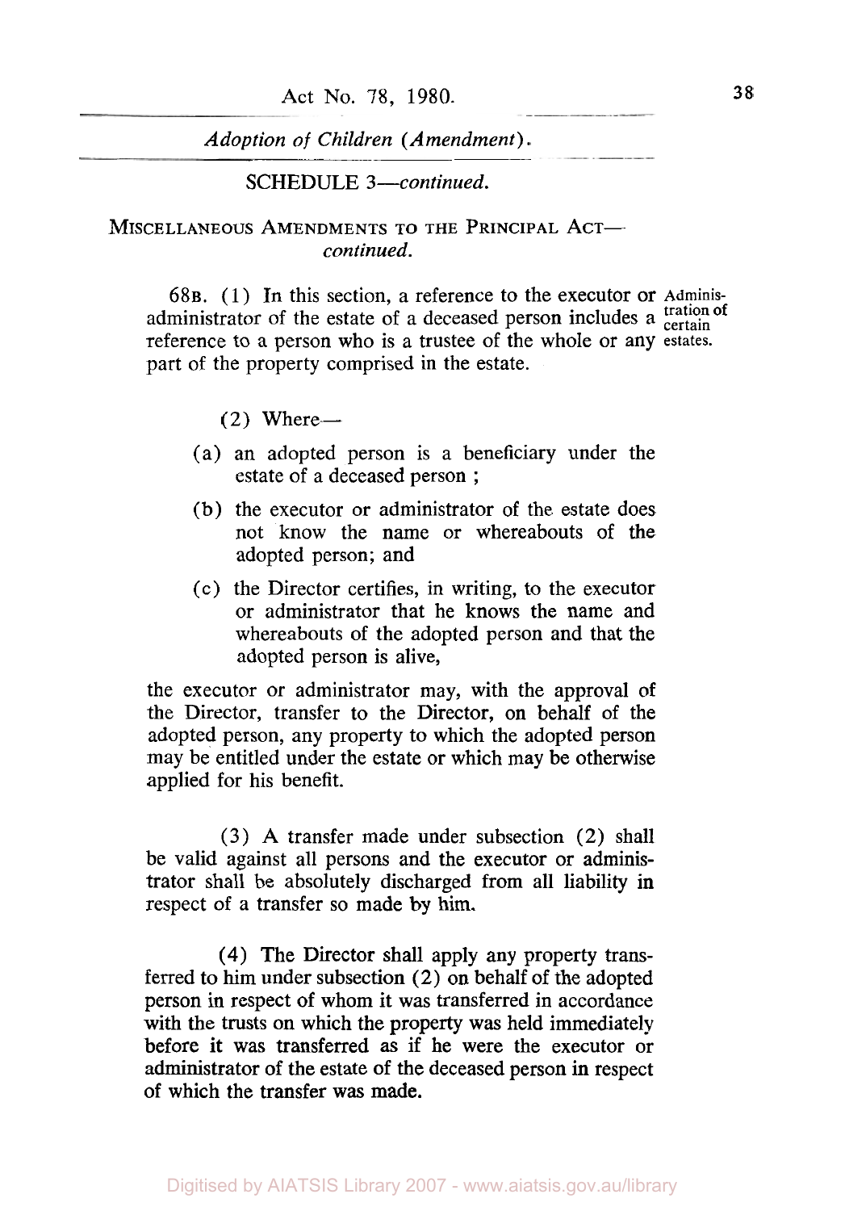SCHEDULE 3—*continued.*

MISCELLANEOUS AMENDMENTS TO THE PRINCIPAL ACT—*continued.*

68B. (1) In this section, a reference to the executor or administrator of the estate of a deceased person includes a reference to a person who is a trustee of the whole or any part of the property comprised in the estate.

Administration of certain estates.

(2) Where—

(a) an adopted person is a beneficiary under the estate of a deceased person ;

(b) the executor or administrator of the estate does not know the name or whereabouts of the adopted person; and

(c) the Director certifies, in writing, to the executor or administrator that he knows the name and whereabouts of the adopted person and that the adopted person is alive,

the executor or administrator may, with the approval of the Director, transfer to the Director, on behalf of the adopted person, any property to which the adopted person may be entitled under the estate or which may be otherwise applied for his benefit.

(3) A transfer made under subsection (2) shall be valid against all persons and the executor or administrator shall be absolutely discharged from all liability in respect of a transfer so made by him.

(4) The Director shall apply any property transferred to him under subsection (2) on behalf of the adopted person in respect of whom it was transferred in accordance with the trusts on which the property was held immediately before it was transferred as if he were the executor or administrator of the estate of the deceased person in respect of which the transfer was made.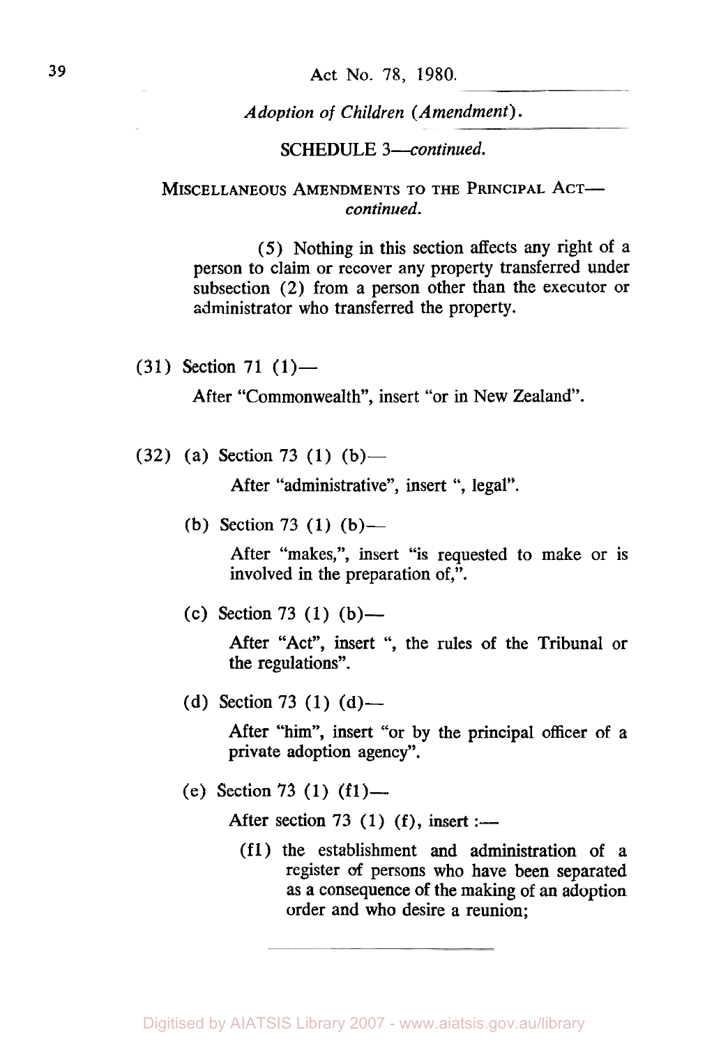SCHEDULE 3—*continued.*

MISCELLANEOUS AMENDMENTS TO THE PRINCIPAL ACT—*continued.*

(5) Nothing in this section affects any right of a person to claim or recover any property transferred under subsection (2) from a person other than the executor or administrator who transferred the property.

(31) Section 71 (1)—

After "Commonwealth", insert "or in New Zealand".

(32) (a) Section 73 (1) (b)—

After "administrative", insert ", legal".

(b) Section 73 (1) (b)—

After "makes,", insert "is requested to make or is involved in the preparation of,".

(c) Section 73 (1) (b)—

After "Act", insert ", the rules of the Tribunal or the regulations".

(d) Section 73 (1) (d)—

After "him", insert "or by the principal officer of a private adoption agency".

(e) Section 73 (1) (f1)—

After section 73 (1) (f), insert :—

(f1) the establishment and administration of a register of persons who have been separated as a consequence of the making of an adoption order and who desire a reunion;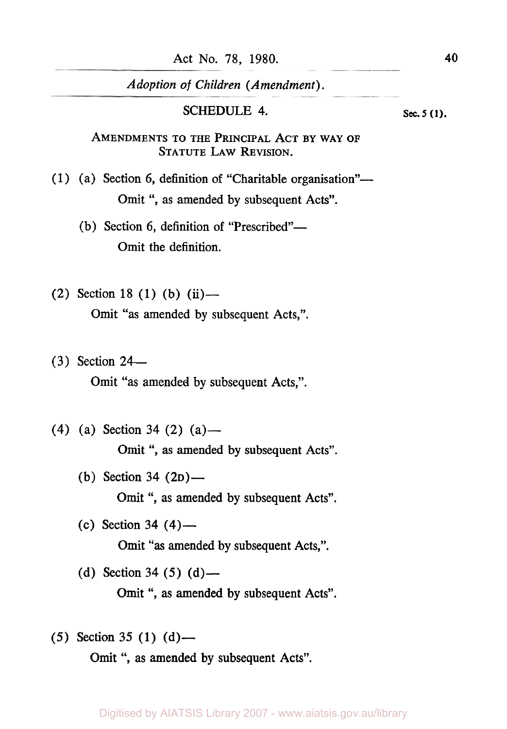## SCHEDULE 4.

Sec. 5 (1).

AMENDMENTS TO THE PRINCIPAL ACT BY WAY OF STATUTE LAW REVISION.

(1) (a) Section 6, definition of "Charitable organisation"—

Omit ", as amended by subsequent Acts".

(b) Section 6, definition of "Prescribed"—

Omit the definition.

(2) Section 18 (1) (b) (ii)—

Omit "as amended by subsequent Acts,".

(3) Section 24—

Omit "as amended by subsequent Acts,".

(4) (a) Section 34 (2) (a)—

Omit ", as amended by subsequent Acts".

(b) Section 34 (2D)—

Omit ", as amended by subsequent Acts".

(c) Section 34 (4)—

Omit "as amended by subsequent Acts,".

(d) Section 34 (5) (d)—

Omit ", as amended by subsequent Acts".

(5) Section 35 (1) (d)—

Omit ", as amended by subsequent Acts".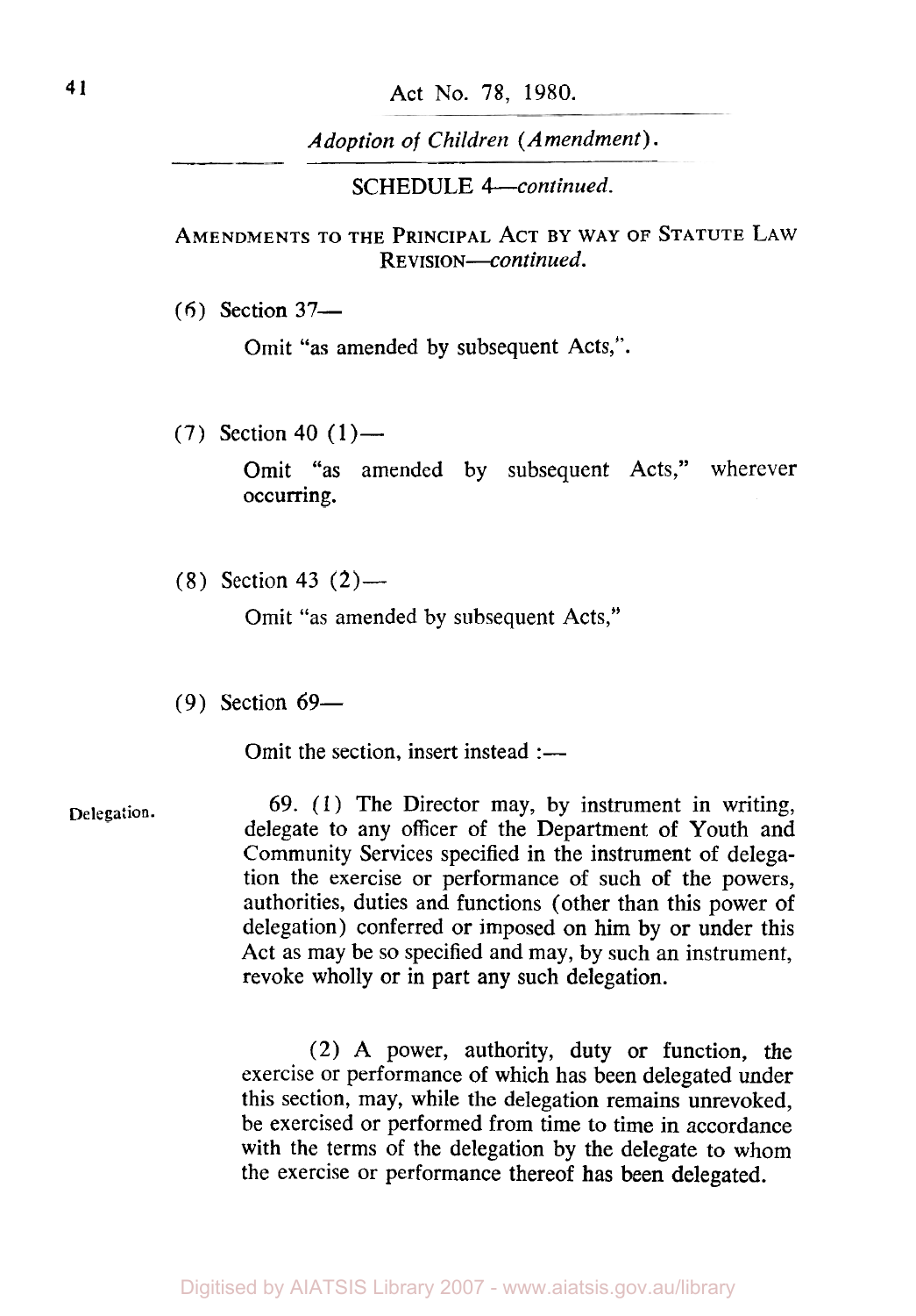SCHEDULE 4—*continued.*

AMENDMENTS TO THE PRINCIPAL ACT BY WAY OF STATUTE LAW REVISION—*continued.*

(6) Section 37—

Omit "as amended by subsequent Acts,".

(7) Section 40 (1)—

Omit "as amended by subsequent Acts," wherever occurring.

(8) Section 43 (2)—

Omit "as amended by subsequent Acts,"

(9) Section 69—

Omit the section, insert instead :—

Delegation.

69. (1) The Director may, by instrument in writing, delegate to any officer of the Department of Youth and Community Services specified in the instrument of delegation the exercise or performance of such of the powers, authorities, duties and functions (other than this power of delegation) conferred or imposed on him by or under this Act as may be so specified and may, by such an instrument, revoke wholly or in part any such delegation.

(2) A power, authority, duty or function, the exercise or performance of which has been delegated under this section, may, while the delegation remains unrevoked, be exercised or performed from time to time in accordance with the terms of the delegation by the delegate to whom the exercise or performance thereof has been delegated.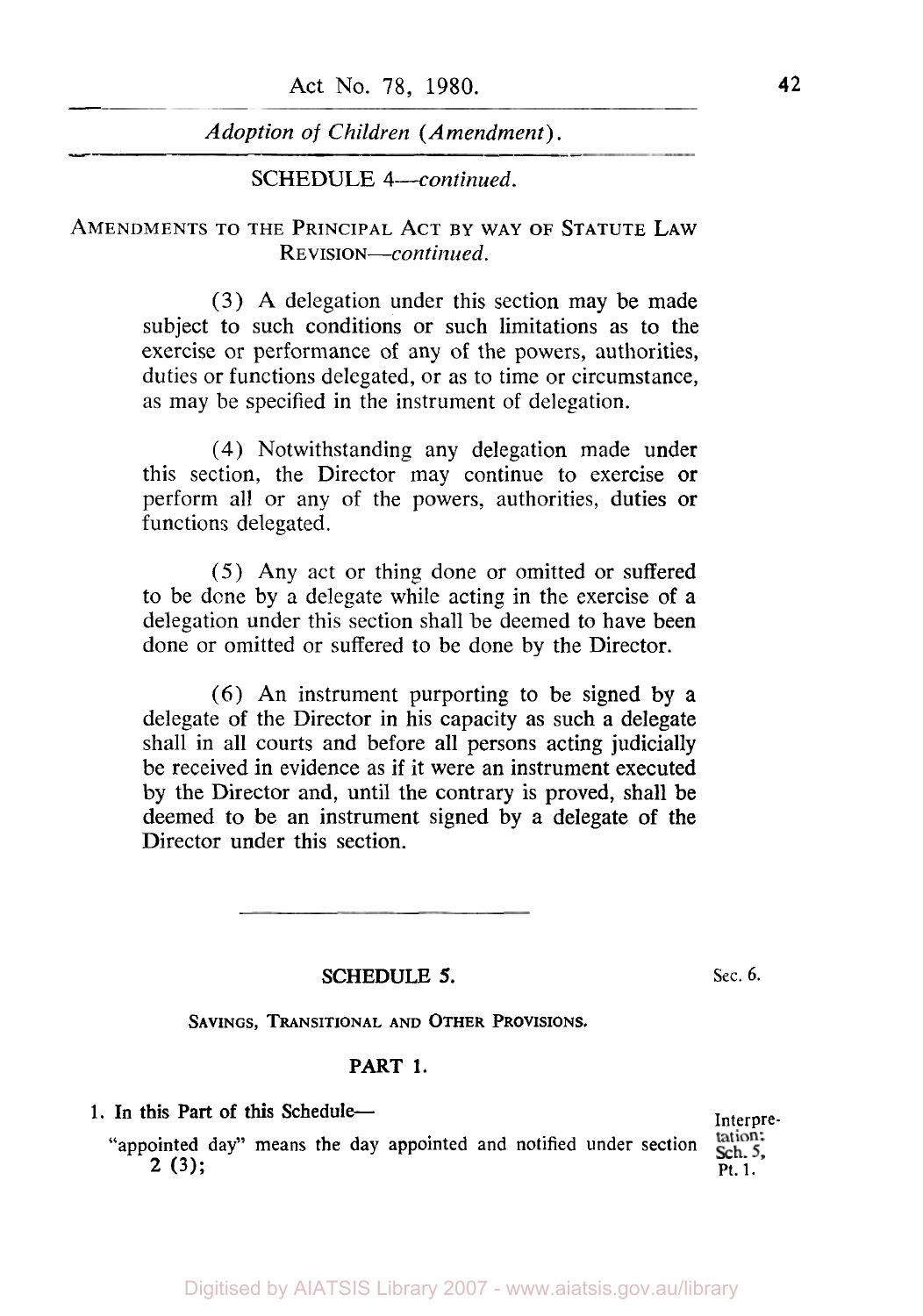SCHEDULE 4—*continued.*

AMENDMENTS TO THE PRINCIPAL ACT BY WAY OF STATUTE LAW REVISION—*continued.*

(3) A delegation under this section may be made subject to such conditions or such limitations as to the exercise or performance of any of the powers, authorities, duties or functions delegated, or as to time or circumstance, as may be specified in the instrument of delegation.

(4) Notwithstanding any delegation made under this section, the Director may continue to exercise or perform all or any of the powers, authorities, duties or functions delegated.

(5) Any act or thing done or omitted or suffered to be done by a delegate while acting in the exercise of a delegation under this section shall be deemed to have been done or omitted or suffered to be done by the Director.

(6) An instrument purporting to be signed by a delegate of the Director in his capacity as such a delegate shall in all courts and before all persons acting judicially be received in evidence as if it were an instrument executed by the Director and, until the contrary is proved, shall be deemed to be an instrument signed by a delegate of the Director under this section.

---

## SCHEDULE 5.

Sec. 6.

SAVINGS, TRANSITIONAL AND OTHER PROVISIONS.

### PART 1.

Interpretation: Sch. 5, Pt. 1.

1. In this Part of this Schedule—

"appointed day" means the day appointed and notified under section 2 (3);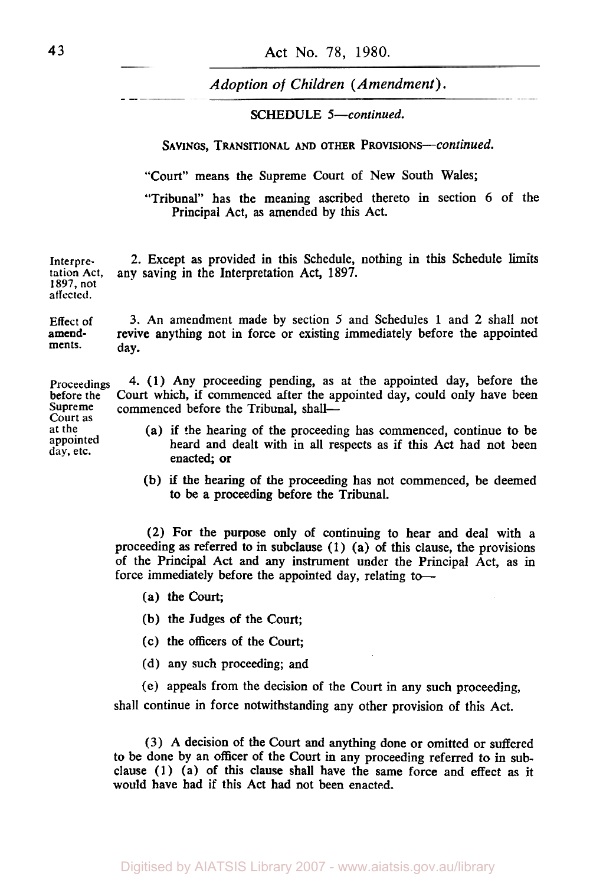SCHEDULE 5—*continued.*

SAVINGS, TRANSITIONAL AND OTHER PROVISIONS—*continued.*

"Court" means the Supreme Court of New South Wales;

"Tribunal" has the meaning ascribed thereto in section 6 of the Principal Act, as amended by this Act.

Interpretation Act, 1897, not affected.

2. Except as provided in this Schedule, nothing in this Schedule limits any saving in the Interpretation Act, 1897.

Effect of amendments.

3. An amendment made by section 5 and Schedules 1 and 2 shall not revive anything not in force or existing immediately before the appointed day.

Proceedings before the Supreme Court as at the appointed day, etc.

4. (1) Any proceeding pending, as at the appointed day, before the Court which, if commenced after the appointed day, could only have been commenced before the Tribunal, shall—

(a) if the hearing of the proceeding has commenced, continue to be heard and dealt with in all respects as if this Act had not been enacted; or

(b) if the hearing of the proceeding has not commenced, be deemed to be a proceeding before the Tribunal.

(2) For the purpose only of continuing to hear and deal with a proceeding as referred to in subclause (1) (a) of this clause, the provisions of the Principal Act and any instrument under the Principal Act, as in force immediately before the appointed day, relating to—

(a) the Court;

(b) the Judges of the Court;

(c) the officers of the Court;

(d) any such proceeding; and

(e) appeals from the decision of the Court in any such proceeding,

shall continue in force notwithstanding any other provision of this Act.

(3) A decision of the Court and anything done or omitted or suffered to be done by an officer of the Court in any proceeding referred to in subclause (1) (a) of this clause shall have the same force and effect as it would have had if this Act had not been enacted.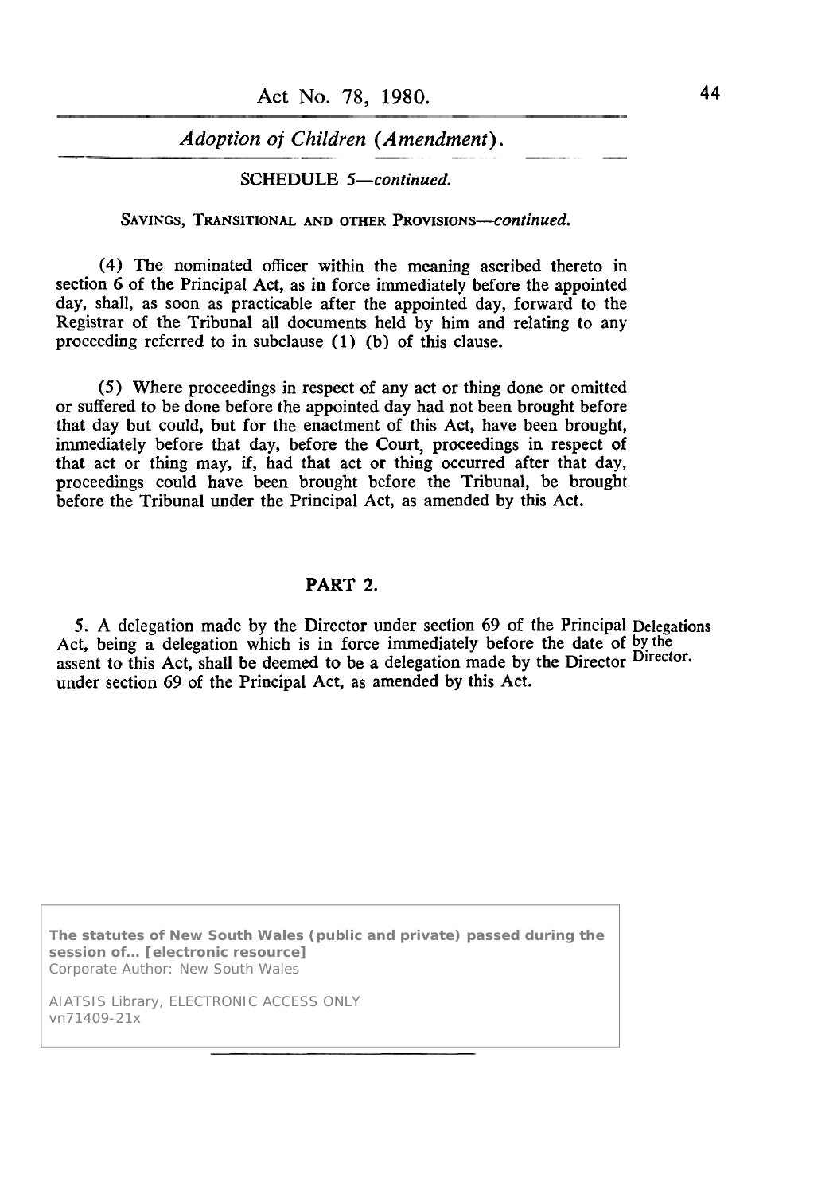SCHEDULE 5—*continued.*

SAVINGS, TRANSITIONAL AND OTHER PROVISIONS—*continued.*

(4) The nominated officer within the meaning ascribed thereto in section 6 of the Principal Act, as in force immediately before the appointed day, shall, as soon as practicable after the appointed day, forward to the Registrar of the Tribunal all documents held by him and relating to any proceeding referred to in subclause (1) (b) of this clause.

(5) Where proceedings in respect of any act or thing done or omitted or suffered to be done before the appointed day had not been brought before that day but could, but for the enactment of this Act, have been brought, immediately before that day, before the Court, proceedings in respect of that act or thing may, if, had that act or thing occurred after that day, proceedings could have been brought before the Tribunal, be brought before the Tribunal under the Principal Act, as amended by this Act.

## PART 2.

5. A delegation made by the Director under section 69 of the Principal Act, being a delegation which is in force immediately before the date of assent to this Act, shall be deemed to be a delegation made by the Director under section 69 of the Principal Act, as amended by this Act.

Delegations by the Director.

The statutes of New South Wales (public and private) passed during the session of... [electronic resource]
Corporate Author: New South Wales

AIATSIS Library, ELECTRONIC ACCESS ONLY
vn71409-21x